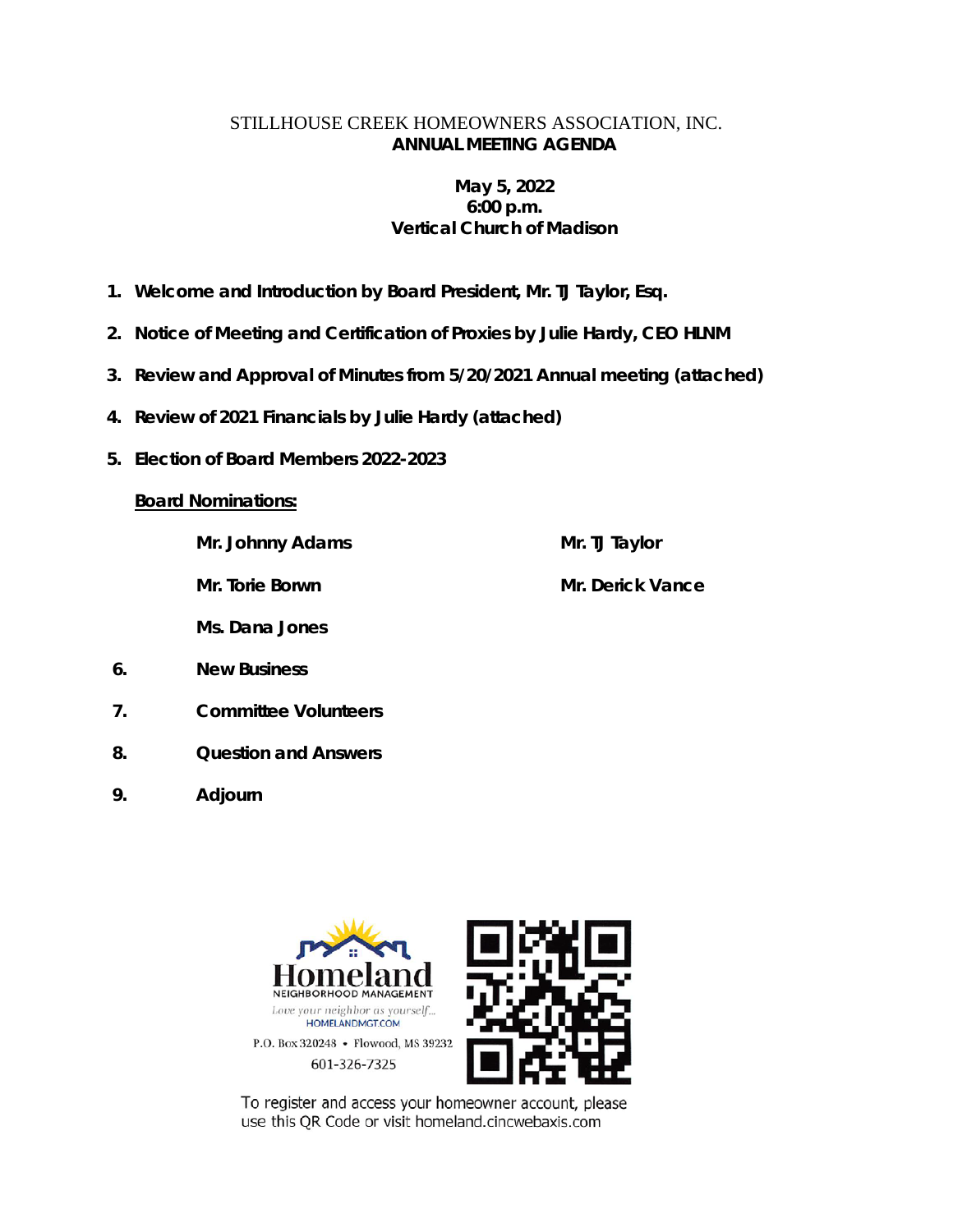STILLHOUSE CREEK HOMEOWNERS ASSOCIATION, INC.

**ANNUAL MEETING AGENDA**

**May 5, 2022**
**6:00 p.m.**
**Vertical Church of Madison**

1. **Welcome and Introduction by Board President, Mr. TJ Taylor, Esq.**
2. **Notice of Meeting and Certification of Proxies by Julie Hardy, CEO HLNM**
3. **Review and Approval of Minutes from 5/20/2021 Annual meeting (attached)**
4. **Review of 2021 Financials by Julie Hardy (attached)**
5. **Election of Board Members 2022-2023**

   **<u>Board Nominations:</u>**

   - **Mr. Johnny Adams**
   - **Mr. TJ Taylor**
   - **Mr. Torie Borwn**
   - **Mr. Derick Vance**
   - **Ms. Dana Jones**

6. **New Business**
7. **Committee Volunteers**
8. **Question and Answers**
9. **Adjourn**

Homeland
NEIGHBORHOOD MANAGEMENT
*Love your neighbor as yourself...*
HOMELANDMGT.COM
P.O. Box 320248 • Flowood, MS 39232
601-326-7325

To register and access your homeowner account, please use this QR Code or visit homeland.cincwebaxis.com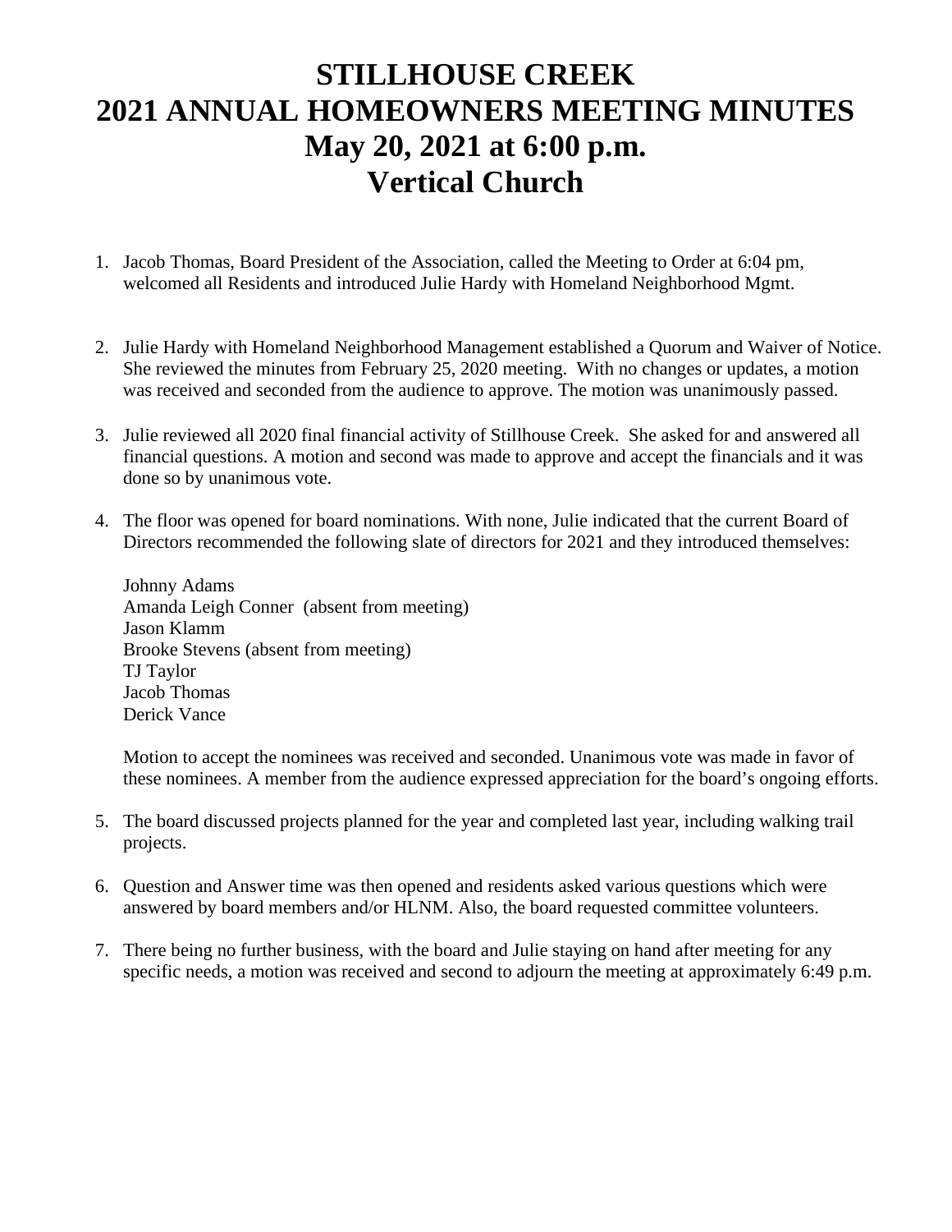# STILLHOUSE CREEK
# 2021 ANNUAL HOMEOWNERS MEETING MINUTES
# May 20, 2021 at 6:00 p.m.
# Vertical Church

1. Jacob Thomas, Board President of the Association, called the Meeting to Order at 6:04 pm, welcomed all Residents and introduced Julie Hardy with Homeland Neighborhood Mgmt.

2. Julie Hardy with Homeland Neighborhood Management established a Quorum and Waiver of Notice. She reviewed the minutes from February 25, 2020 meeting. With no changes or updates, a motion was received and seconded from the audience to approve. The motion was unanimously passed.

3. Julie reviewed all 2020 final financial activity of Stillhouse Creek. She asked for and answered all financial questions. A motion and second was made to approve and accept the financials and it was done so by unanimous vote.

4. The floor was opened for board nominations. With none, Julie indicated that the current Board of Directors recommended the following slate of directors for 2021 and they introduced themselves:

   Johnny Adams
   Amanda Leigh Conner (absent from meeting)
   Jason Klamm
   Brooke Stevens (absent from meeting)
   TJ Taylor
   Jacob Thomas
   Derick Vance

   Motion to accept the nominees was received and seconded. Unanimous vote was made in favor of these nominees. A member from the audience expressed appreciation for the board's ongoing efforts.

5. The board discussed projects planned for the year and completed last year, including walking trail projects.

6. Question and Answer time was then opened and residents asked various questions which were answered by board members and/or HLNM. Also, the board requested committee volunteers.

7. There being no further business, with the board and Julie staying on hand after meeting for any specific needs, a motion was received and second to adjourn the meeting at approximately 6:49 p.m.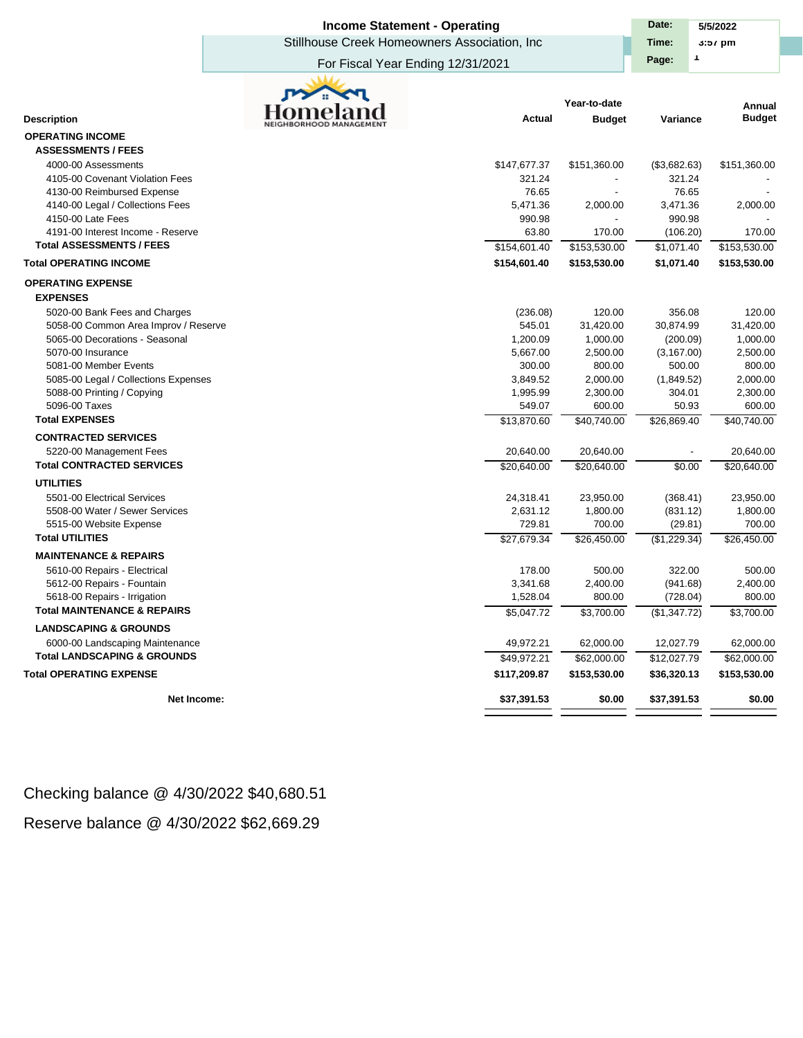**Income Statement - Operating**

Stillhouse Creek Homeowners Association, Inc

For Fiscal Year Ending 12/31/2021

| | |
|---|---|
| Date: | 5/5/2022 |
| Time: | 3:57 pm |
| Page: | 1 |

Homeland NEIGHBORHOOD MANAGEMENT

| Description | Actual | Year-to-date Budget | Variance | Annual Budget |
|---|---|---|---|---|
| **OPERATING INCOME** | | | | |
| **ASSESSMENTS / FEES** | | | | |
| 4000-00 Assessments | $147,677.37 | $151,360.00 | ($3,682.63) | $151,360.00 |
| 4105-00 Covenant Violation Fees | 321.24 | - | 321.24 | - |
| 4130-00 Reimbursed Expense | 76.65 | - | 76.65 | - |
| 4140-00 Legal / Collections Fees | 5,471.36 | 2,000.00 | 3,471.36 | 2,000.00 |
| 4150-00 Late Fees | 990.98 | - | 990.98 | - |
| 4191-00 Interest Income - Reserve | 63.80 | 170.00 | (106.20) | 170.00 |
| **Total ASSESSMENTS / FEES** | $154,601.40 | $153,530.00 | $1,071.40 | $153,530.00 |
| **Total OPERATING INCOME** | **$154,601.40** | **$153,530.00** | **$1,071.40** | **$153,530.00** |
| **OPERATING EXPENSE** | | | | |
| **EXPENSES** | | | | |
| 5020-00 Bank Fees and Charges | (236.08) | 120.00 | 356.08 | 120.00 |
| 5058-00 Common Area Improv / Reserve | 545.01 | 31,420.00 | 30,874.99 | 31,420.00 |
| 5065-00 Decorations - Seasonal | 1,200.09 | 1,000.00 | (200.09) | 1,000.00 |
| 5070-00 Insurance | 5,667.00 | 2,500.00 | (3,167.00) | 2,500.00 |
| 5081-00 Member Events | 300.00 | 800.00 | 500.00 | 800.00 |
| 5085-00 Legal / Collections Expenses | 3,849.52 | 2,000.00 | (1,849.52) | 2,000.00 |
| 5088-00 Printing / Copying | 1,995.99 | 2,300.00 | 304.01 | 2,300.00 |
| 5096-00 Taxes | 549.07 | 600.00 | 50.93 | 600.00 |
| **Total EXPENSES** | $13,870.60 | $40,740.00 | $26,869.40 | $40,740.00 |
| **CONTRACTED SERVICES** | | | | |
| 5220-00 Management Fees | 20,640.00 | 20,640.00 | - | 20,640.00 |
| **Total CONTRACTED SERVICES** | $20,640.00 | $20,640.00 | $0.00 | $20,640.00 |
| **UTILITIES** | | | | |
| 5501-00 Electrical Services | 24,318.41 | 23,950.00 | (368.41) | 23,950.00 |
| 5508-00 Water / Sewer Services | 2,631.12 | 1,800.00 | (831.12) | 1,800.00 |
| 5515-00 Website Expense | 729.81 | 700.00 | (29.81) | 700.00 |
| **Total UTILITIES** | $27,679.34 | $26,450.00 | ($1,229.34) | $26,450.00 |
| **MAINTENANCE & REPAIRS** | | | | |
| 5610-00 Repairs - Electrical | 178.00 | 500.00 | 322.00 | 500.00 |
| 5612-00 Repairs - Fountain | 3,341.68 | 2,400.00 | (941.68) | 2,400.00 |
| 5618-00 Repairs - Irrigation | 1,528.04 | 800.00 | (728.04) | 800.00 |
| **Total MAINTENANCE & REPAIRS** | $5,047.72 | $3,700.00 | ($1,347.72) | $3,700.00 |
| **LANDSCAPING & GROUNDS** | | | | |
| 6000-00 Landscaping Maintenance | 49,972.21 | 62,000.00 | 12,027.79 | 62,000.00 |
| **Total LANDSCAPING & GROUNDS** | $49,972.21 | $62,000.00 | $12,027.79 | $62,000.00 |
| **Total OPERATING EXPENSE** | **$117,209.87** | **$153,530.00** | **$36,320.13** | **$153,530.00** |
| **Net Income:** | **$37,391.53** | **$0.00** | **$37,391.53** | **$0.00** |

Checking balance @ 4/30/2022 $40,680.51

Reserve balance @ 4/30/2022 $62,669.29